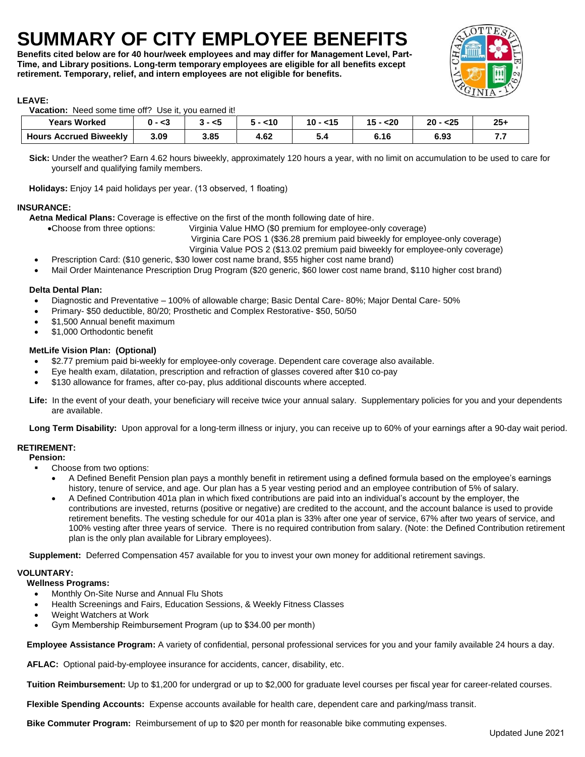# SUMMARY OF CITY EMPLOYEE BENEFITS

**Benefits cited below are for 40 hour/week employees and may differ for Management Level, Part-Time, and Library positions. Long-term temporary employees are eligible for all benefits except retirement. Temporary, relief, and intern employees are not eligible for benefits.**

## LEAVE:

**Vacation:** Need some time off? Use it, you earned it!

| Years Worked | 0 - <3 | 3 - <5 | 5 - <10 | 10 - <15 | 15 - <20 | 20 - <25 | 25+ |
|---|---|---|---|---|---|---|---|
| Hours Accrued Biweekly | 3.09 | 3.85 | 4.62 | 5.4 | 6.16 | 6.93 | 7.7 |

**Sick:** Under the weather? Earn 4.62 hours biweekly, approximately 120 hours a year, with no limit on accumulation to be used to care for yourself and qualifying family members.

**Holidays:** Enjoy 14 paid holidays per year. (13 observed, 1 floating)

## INSURANCE:

**Aetna Medical Plans:** Coverage is effective on the first of the month following date of hire.

- Choose from three options:
  - Virginia Value HMO ($0 premium for employee-only coverage)
  - Virginia Care POS 1 ($36.28 premium paid biweekly for employee-only coverage)
  - Virginia Value POS 2 ($13.02 premium paid biweekly for employee-only coverage)
- Prescription Card: ($10 generic, $30 lower cost name brand, $55 higher cost name brand)
- Mail Order Maintenance Prescription Drug Program ($20 generic, $60 lower cost name brand, $110 higher cost brand)

**Delta Dental Plan:**

- Diagnostic and Preventative – 100% of allowable charge; Basic Dental Care- 80%; Major Dental Care- 50%
- Primary- $50 deductible, 80/20; Prosthetic and Complex Restorative- $50, 50/50
- $1,500 Annual benefit maximum
- $1,000 Orthodontic benefit

**MetLife Vision Plan: (Optional)**

- $2.77 premium paid bi-weekly for employee-only coverage. Dependent care coverage also available.
- Eye health exam, dilatation, prescription and refraction of glasses covered after $10 co-pay
- $130 allowance for frames, after co-pay, plus additional discounts where accepted.

**Life:** In the event of your death, your beneficiary will receive twice your annual salary. Supplementary policies for you and your dependents are available.

**Long Term Disability:** Upon approval for a long-term illness or injury, you can receive up to 60% of your earnings after a 90-day wait period.

## RETIREMENT:

**Pension:**

- Choose from two options:
  - A Defined Benefit Pension plan pays a monthly benefit in retirement using a defined formula based on the employee's earnings history, tenure of service, and age. Our plan has a 5 year vesting period and an employee contribution of 5% of salary.
  - A Defined Contribution 401a plan in which fixed contributions are paid into an individual's account by the employer, the contributions are invested, returns (positive or negative) are credited to the account, and the account balance is used to provide retirement benefits. The vesting schedule for our 401a plan is 33% after one year of service, 67% after two years of service, and 100% vesting after three years of service. There is no required contribution from salary. (Note: the Defined Contribution retirement plan is the only plan available for Library employees).

**Supplement:** Deferred Compensation 457 available for you to invest your own money for additional retirement savings.

## VOLUNTARY:

**Wellness Programs:**

- Monthly On-Site Nurse and Annual Flu Shots
- Health Screenings and Fairs, Education Sessions, & Weekly Fitness Classes
- Weight Watchers at Work
- Gym Membership Reimbursement Program (up to $34.00 per month)

**Employee Assistance Program:** A variety of confidential, personal professional services for you and your family available 24 hours a day.

**AFLAC:** Optional paid-by-employee insurance for accidents, cancer, disability, etc.

**Tuition Reimbursement:** Up to $1,200 for undergrad or up to $2,000 for graduate level courses per fiscal year for career-related courses.

**Flexible Spending Accounts:** Expense accounts available for health care, dependent care and parking/mass transit.

**Bike Commuter Program:** Reimbursement of up to $20 per month for reasonable bike commuting expenses.

Updated June 2021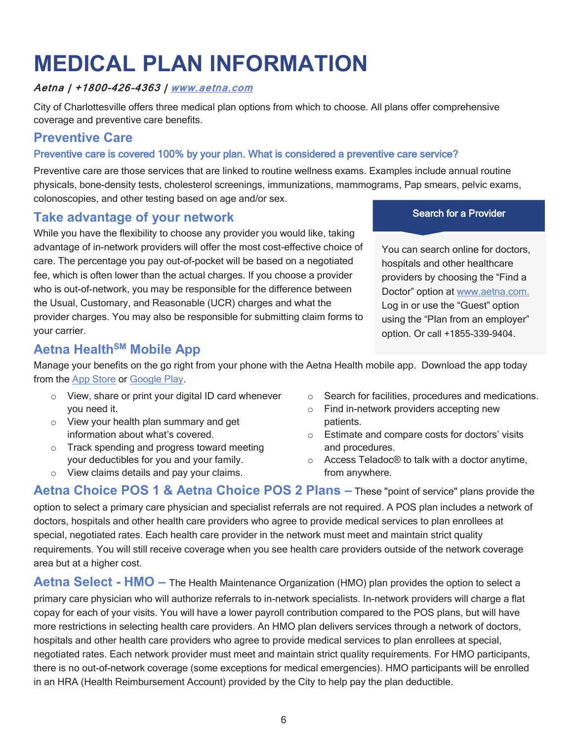# MEDICAL PLAN INFORMATION

***Aetna | +1800-426-4363 | [www.aetna.com](http://www.aetna.com)***

City of Charlottesville offers three medical plan options from which to choose. All plans offer comprehensive coverage and preventive care benefits.

## Preventive Care

### Preventive care is covered 100% by your plan. What is considered a preventive care service?

Preventive care are those services that are linked to routine wellness exams. Examples include annual routine physicals, bone-density tests, cholesterol screenings, immunizations, mammograms, Pap smears, pelvic exams, colonoscopies, and other testing based on age and/or sex.

## Take advantage of your network

While you have the flexibility to choose any provider you would like, taking advantage of in-network providers will offer the most cost-effective choice of care. The percentage you pay out-of-pocket will be based on a negotiated fee, which is often lower than the actual charges. If you choose a provider who is out-of-network, you may be responsible for the difference between the Usual, Customary, and Reasonable (UCR) charges and what the provider charges. You may also be responsible for submitting claim forms to your carrier.

**Search for a Provider**

You can search online for doctors, hospitals and other healthcare providers by choosing the "Find a Doctor" option at [www.aetna.com.](http://www.aetna.com) Log in or use the "Guest" option using the "Plan from an employer" option. Or call +1855-339-9404.

## Aetna Health[SM] Mobile App

Manage your benefits on the go right from your phone with the Aetna Health mobile app. Download the app today from the App Store or Google Play.

- View, share or print your digital ID card whenever you need it.
- View your health plan summary and get information about what's covered.
- Track spending and progress toward meeting your deductibles for you and your family.
- View claims details and pay your claims.
- Search for facilities, procedures and medications.
- Find in-network providers accepting new patients.
- Estimate and compare costs for doctors' visits and procedures.
- Access Teladoc® to talk with a doctor anytime, from anywhere.

**Aetna Choice POS 1 & Aetna Choice POS 2 Plans –** These "point of service" plans provide the option to select a primary care physician and specialist referrals are not required. A POS plan includes a network of doctors, hospitals and other health care providers who agree to provide medical services to plan enrollees at special, negotiated rates. Each health care provider in the network must meet and maintain strict quality requirements. You will still receive coverage when you see health care providers outside of the network coverage area but at a higher cost.

**Aetna Select - HMO –** The Health Maintenance Organization (HMO) plan provides the option to select a primary care physician who will authorize referrals to in-network specialists. In-network providers will charge a flat copay for each of your visits. You will have a lower payroll contribution compared to the POS plans, but will have more restrictions in selecting health care providers. An HMO plan delivers services through a network of doctors, hospitals and other health care providers who agree to provide medical services to plan enrollees at special, negotiated rates. Each network provider must meet and maintain strict quality requirements. For HMO participants, there is no out-of-network coverage (some exceptions for medical emergencies). HMO participants will be enrolled in an HRA (Health Reimbursement Account) provided by the City to help pay the plan deductible.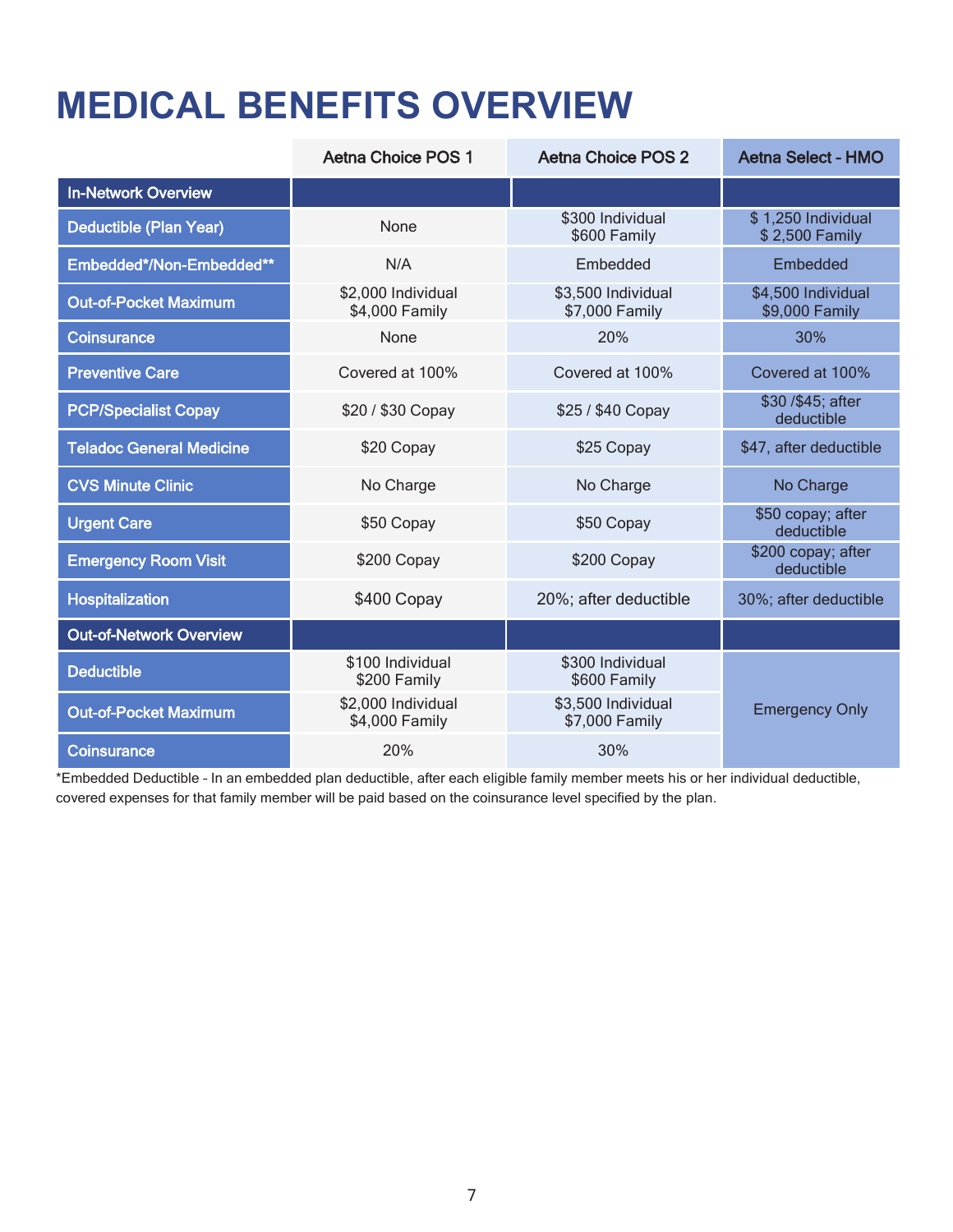# MEDICAL BENEFITS OVERVIEW

| | Aetna Choice POS 1 | Aetna Choice POS 2 | Aetna Select - HMO |
|---|---|---|---|
| **In-Network Overview** | | | |
| Deductible (Plan Year) | None | $300 Individual<br>$600 Family | $ 1,250 Individual<br>$ 2,500 Family |
| Embedded*/Non-Embedded** | N/A | Embedded | Embedded |
| Out-of-Pocket Maximum | $2,000 Individual<br>$4,000 Family | $3,500 Individual<br>$7,000 Family | $4,500 Individual<br>$9,000 Family |
| Coinsurance | None | 20% | 30% |
| Preventive Care | Covered at 100% | Covered at 100% | Covered at 100% |
| PCP/Specialist Copay | $20 / $30 Copay | $25 / $40 Copay | $30 /$45; after deductible |
| Teladoc General Medicine | $20 Copay | $25 Copay | $47, after deductible |
| CVS Minute Clinic | No Charge | No Charge | No Charge |
| Urgent Care | $50 Copay | $50 Copay | $50 copay; after deductible |
| Emergency Room Visit | $200 Copay | $200 Copay | $200 copay; after deductible |
| Hospitalization | $400 Copay | 20%; after deductible | 30%; after deductible |
| **Out-of-Network Overview** | | | |
| Deductible | $100 Individual<br>$200 Family | $300 Individual<br>$600 Family | Emergency Only |
| Out-of-Pocket Maximum | $2,000 Individual<br>$4,000 Family | $3,500 Individual<br>$7,000 Family | |
| Coinsurance | 20% | 30% | |

*Embedded Deductible - In an embedded plan deductible, after each eligible family member meets his or her individual deductible, covered expenses for that family member will be paid based on the coinsurance level specified by the plan.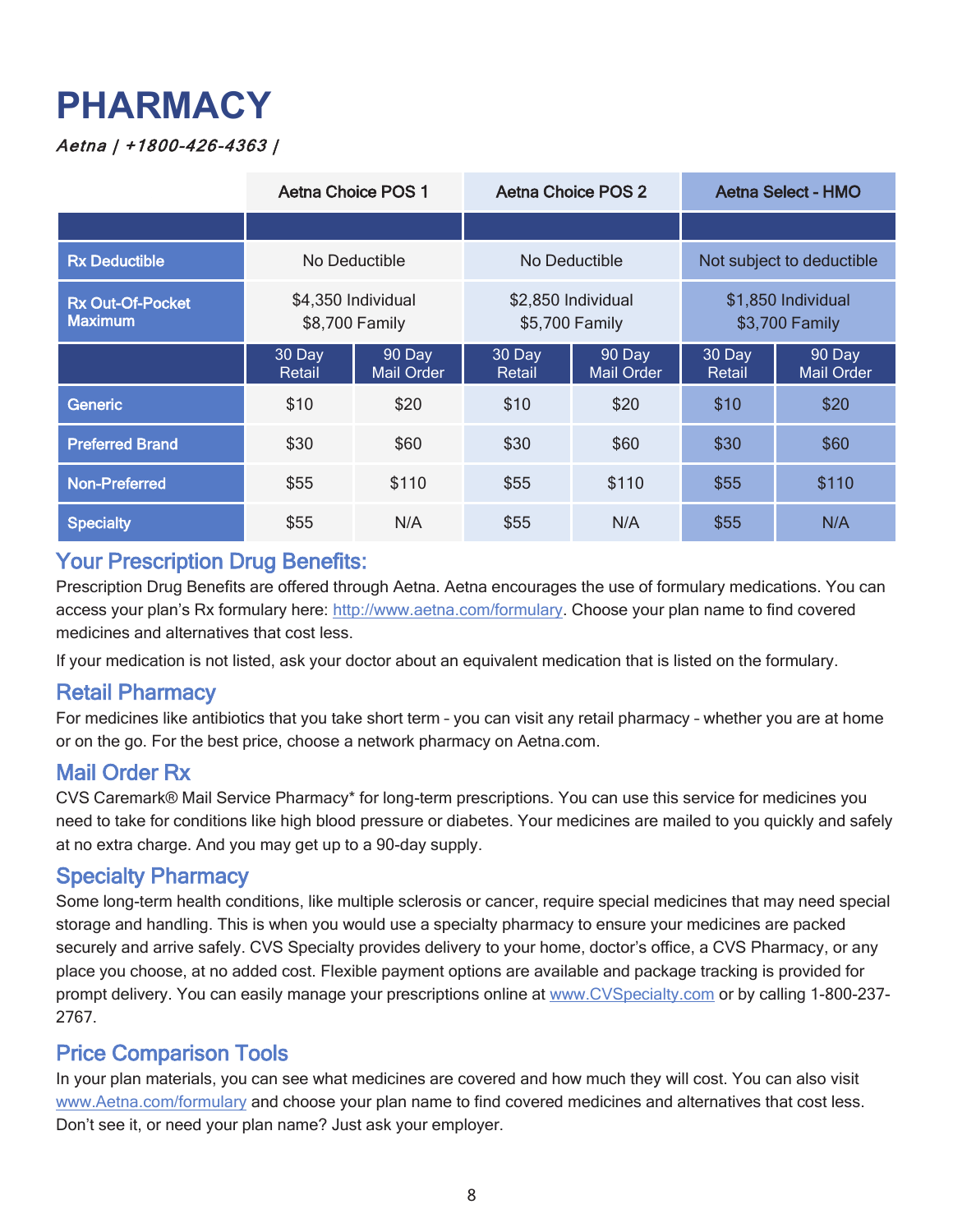# PHARMACY

*Aetna | +1800-426-4363 |*

| | Aetna Choice POS 1 | | Aetna Choice POS 2 | | Aetna Select - HMO | |
|---|---|---|---|---|---|---|
| | | | | | | |
| **Rx Deductible** | No Deductible | | No Deductible | | Not subject to deductible | |
| **Rx Out-Of-Pocket Maximum** | $4,350 Individual $8,700 Family | | $2,850 Individual $5,700 Family | | $1,850 Individual $3,700 Family | |
| | 30 Day Retail | 90 Day Mail Order | 30 Day Retail | 90 Day Mail Order | 30 Day Retail | 90 Day Mail Order |
| **Generic** | $10 | $20 | $10 | $20 | $10 | $20 |
| **Preferred Brand** | $30 | $60 | $30 | $60 | $30 | $60 |
| **Non-Preferred** | $55 | $110 | $55 | $110 | $55 | $110 |
| **Specialty** | $55 | N/A | $55 | N/A | $55 | N/A |

## Your Prescription Drug Benefits:

Prescription Drug Benefits are offered through Aetna. Aetna encourages the use of formulary medications. You can access your plan's Rx formulary here: http://www.aetna.com/formulary. Choose your plan name to find covered medicines and alternatives that cost less.

If your medication is not listed, ask your doctor about an equivalent medication that is listed on the formulary.

## Retail Pharmacy

For medicines like antibiotics that you take short term – you can visit any retail pharmacy – whether you are at home or on the go. For the best price, choose a network pharmacy on Aetna.com.

## Mail Order Rx

CVS Caremark® Mail Service Pharmacy* for long-term prescriptions. You can use this service for medicines you need to take for conditions like high blood pressure or diabetes. Your medicines are mailed to you quickly and safely at no extra charge. And you may get up to a 90-day supply.

## Specialty Pharmacy

Some long-term health conditions, like multiple sclerosis or cancer, require special medicines that may need special storage and handling. This is when you would use a specialty pharmacy to ensure your medicines are packed securely and arrive safely. CVS Specialty provides delivery to your home, doctor's office, a CVS Pharmacy, or any place you choose, at no added cost. Flexible payment options are available and package tracking is provided for prompt delivery. You can easily manage your prescriptions online at www.CVSpecialty.com or by calling 1-800-237-2767.

## Price Comparison Tools

In your plan materials, you can see what medicines are covered and how much they will cost. You can also visit www.Aetna.com/formulary and choose your plan name to find covered medicines and alternatives that cost less. Don't see it, or need your plan name? Just ask your employer.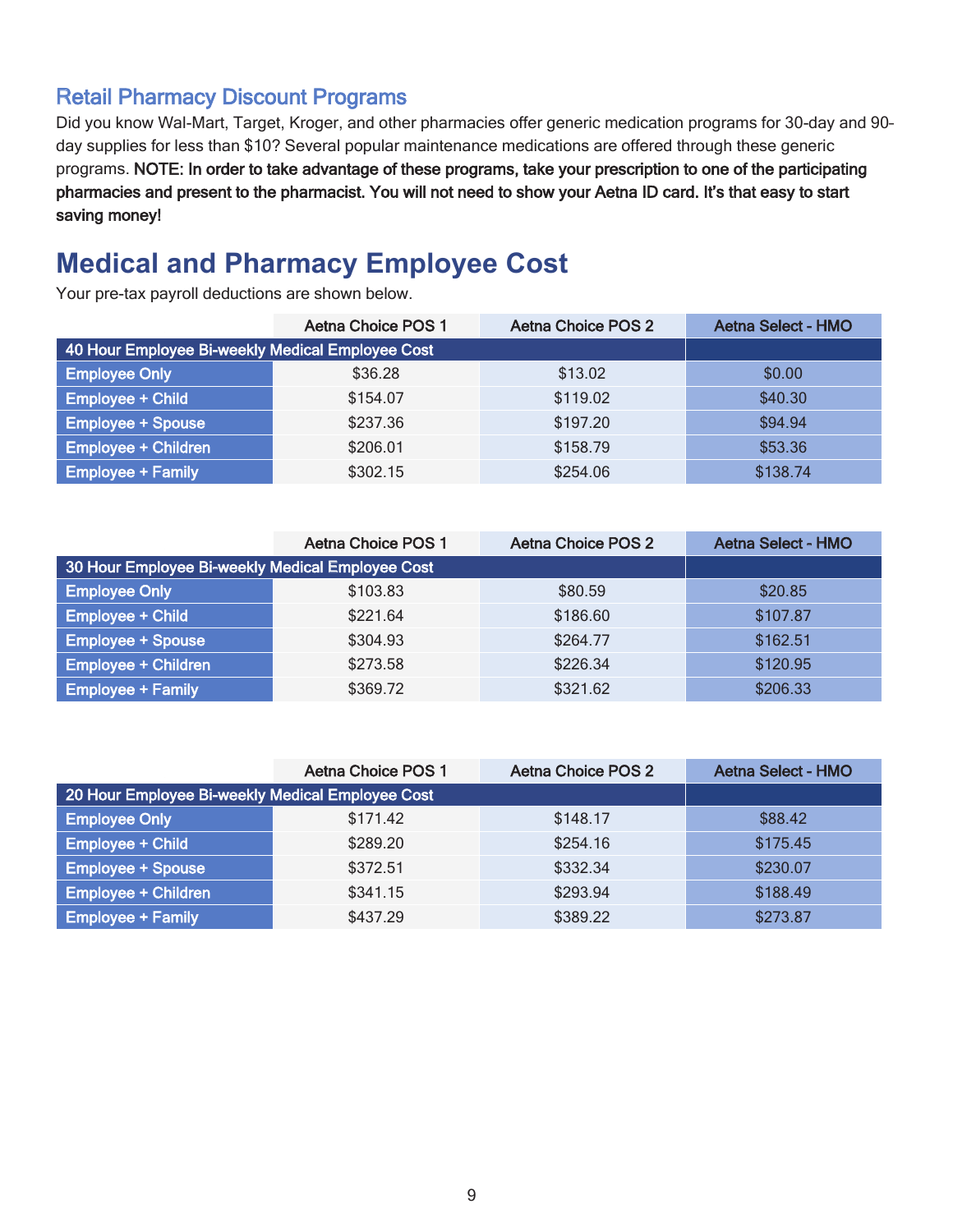## Retail Pharmacy Discount Programs

Did you know Wal-Mart, Target, Kroger, and other pharmacies offer generic medication programs for 30-day and 90-day supplies for less than $10? Several popular maintenance medications are offered through these generic programs. **NOTE: In order to take advantage of these programs, take your prescription to one of the participating pharmacies and present to the pharmacist. You will not need to show your Aetna ID card. It's that easy to start saving money!**

# Medical and Pharmacy Employee Cost

Your pre-tax payroll deductions are shown below.

| | Aetna Choice POS 1 | Aetna Choice POS 2 | Aetna Select - HMO |
|---|---|---|---|
| **40 Hour Employee Bi-weekly Medical Employee Cost** | | | |
| Employee Only | $36.28 | $13.02 | $0.00 |
| Employee + Child | $154.07 | $119.02 | $40.30 |
| Employee + Spouse | $237.36 | $197.20 | $94.94 |
| Employee + Children | $206.01 | $158.79 | $53.36 |
| Employee + Family | $302.15 | $254.06 | $138.74 |

| | Aetna Choice POS 1 | Aetna Choice POS 2 | Aetna Select - HMO |
|---|---|---|---|
| **30 Hour Employee Bi-weekly Medical Employee Cost** | | | |
| Employee Only | $103.83 | $80.59 | $20.85 |
| Employee + Child | $221.64 | $186.60 | $107.87 |
| Employee + Spouse | $304.93 | $264.77 | $162.51 |
| Employee + Children | $273.58 | $226.34 | $120.95 |
| Employee + Family | $369.72 | $321.62 | $206.33 |

| | Aetna Choice POS 1 | Aetna Choice POS 2 | Aetna Select - HMO |
|---|---|---|---|
| **20 Hour Employee Bi-weekly Medical Employee Cost** | | | |
| Employee Only | $171.42 | $148.17 | $88.42 |
| Employee + Child | $289.20 | $254.16 | $175.45 |
| Employee + Spouse | $372.51 | $332.34 | $230.07 |
| Employee + Children | $341.15 | $293.94 | $188.49 |
| Employee + Family | $437.29 | $389.22 | $273.87 |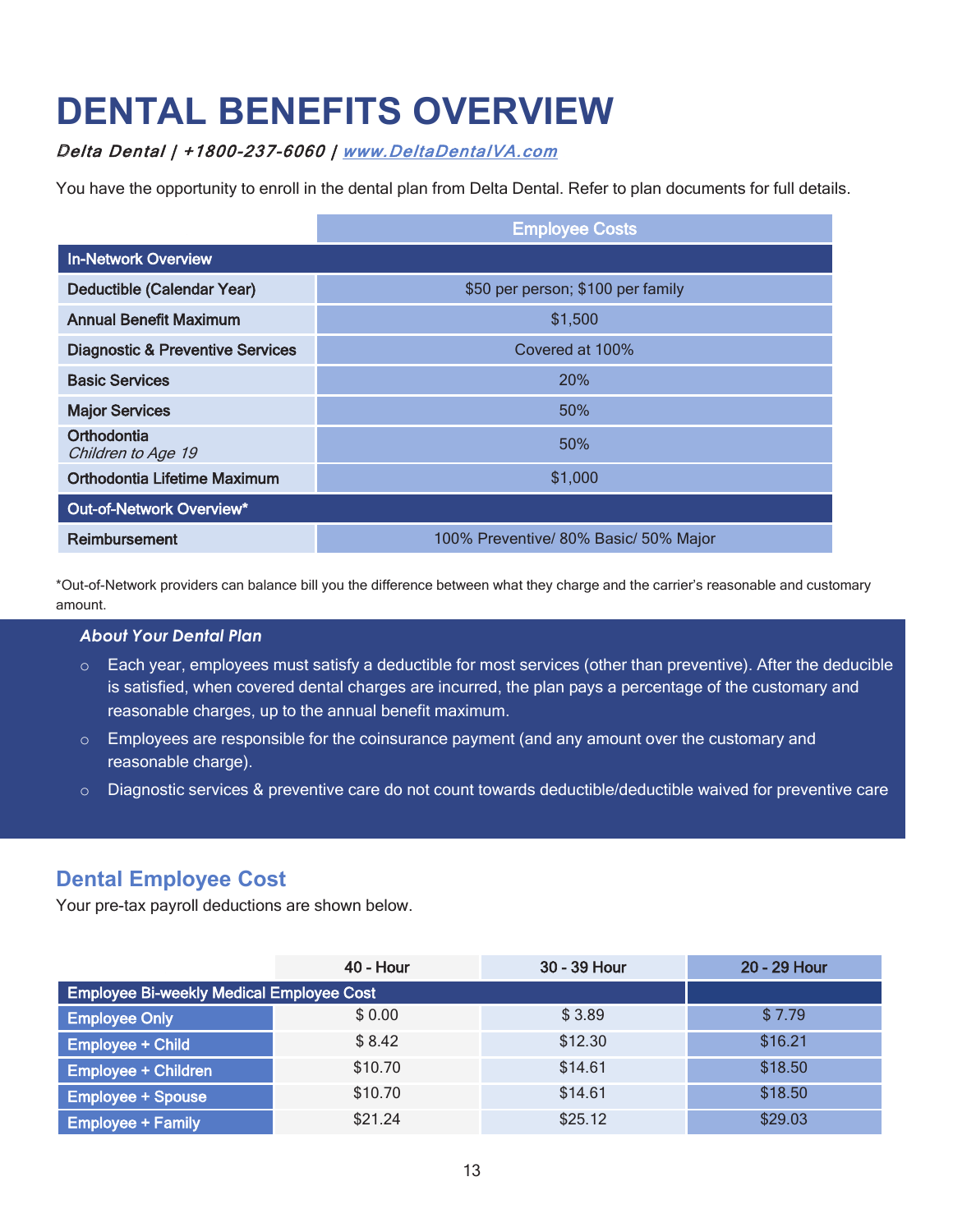# DENTAL BENEFITS OVERVIEW

*Delta Dental | +1800-237-6060 | [www.DeltaDentalVA.com](http://www.DeltaDentalVA.com)*

You have the opportunity to enroll in the dental plan from Delta Dental. Refer to plan documents for full details.

| | Employee Costs |
|---|---|
| **In-Network Overview** | |
| Deductible (Calendar Year) | $50 per person; $100 per family |
| Annual Benefit Maximum | $1,500 |
| Diagnostic & Preventive Services | Covered at 100% |
| Basic Services | 20% |
| Major Services | 50% |
| Orthodontia *Children to Age 19* | 50% |
| Orthodontia Lifetime Maximum | $1,000 |
| **Out-of-Network Overview*** | |
| Reimbursement | 100% Preventive/ 80% Basic/ 50% Major |

*Out-of-Network providers can balance bill you the difference between what they charge and the carrier's reasonable and customary amount.

### *About Your Dental Plan*

- Each year, employees must satisfy a deductible for most services (other than preventive). After the deducible is satisfied, when covered dental charges are incurred, the plan pays a percentage of the customary and reasonable charges, up to the annual benefit maximum.
- Employees are responsible for the coinsurance payment (and any amount over the customary and reasonable charge).
- Diagnostic services & preventive care do not count towards deductible/deductible waived for preventive care

## Dental Employee Cost

Your pre-tax payroll deductions are shown below.

| | 40 - Hour | 30 - 39 Hour | 20 - 29 Hour |
|---|---|---|---|
| **Employee Bi-weekly Medical Employee Cost** | | | |
| Employee Only | $ 0.00 | $ 3.89 | $ 7.79 |
| Employee + Child | $ 8.42 | $12.30 | $16.21 |
| Employee + Children | $10.70 | $14.61 | $18.50 |
| Employee + Spouse | $10.70 | $14.61 | $18.50 |
| Employee + Family | $21.24 | $25.12 | $29.03 |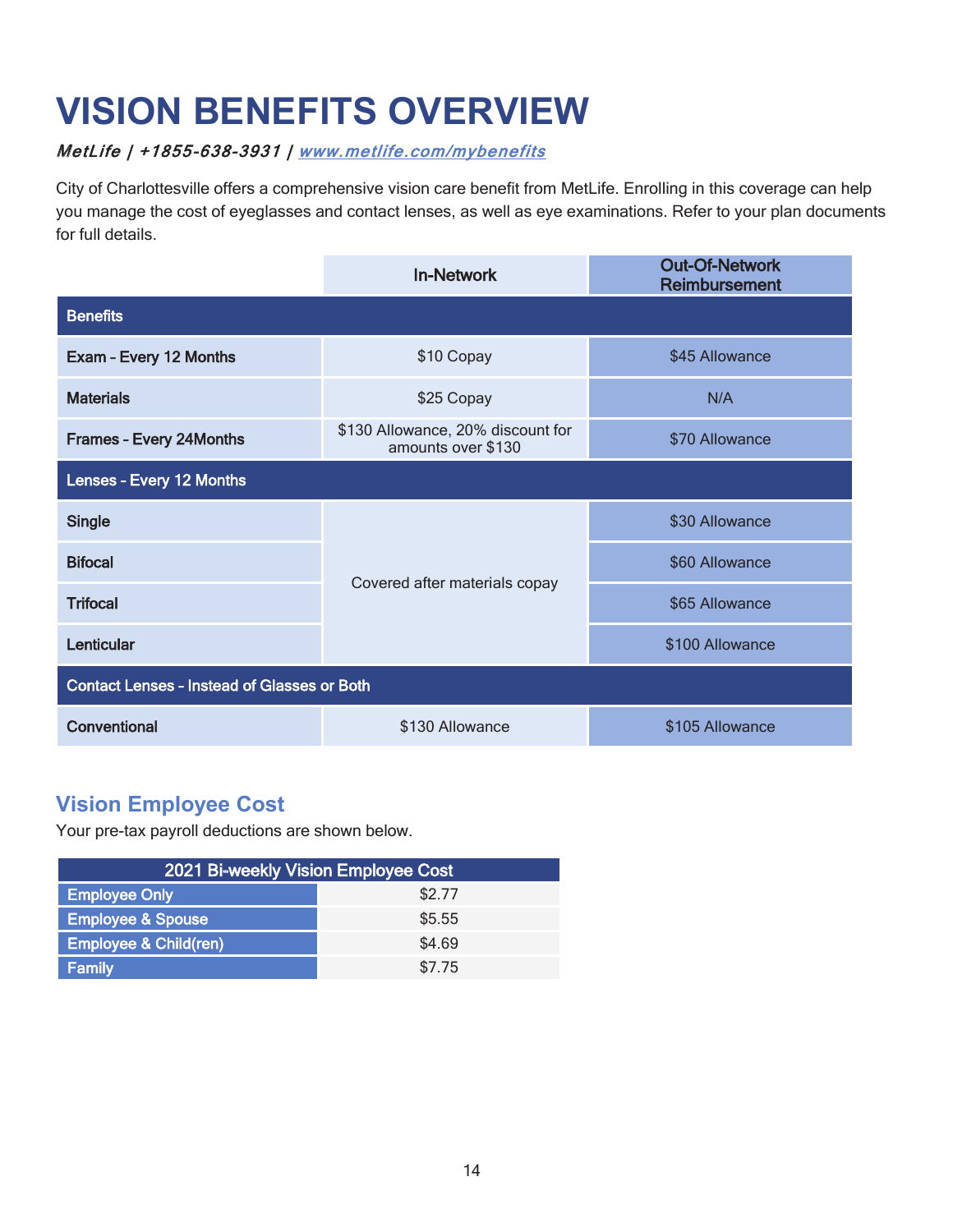# VISION BENEFITS OVERVIEW

***MetLife | +1855-638-3931 | [www.metlife.com/mybenefits](http://www.metlife.com/mybenefits)***

City of Charlottesville offers a comprehensive vision care benefit from MetLife. Enrolling in this coverage can help you manage the cost of eyeglasses and contact lenses, as well as eye examinations. Refer to your plan documents for full details.

| | In-Network | Out-Of-Network Reimbursement |
|---|---|---|
| **Benefits** | | |
| Exam – Every 12 Months | $10 Copay | $45 Allowance |
| Materials | $25 Copay | N/A |
| Frames – Every 24Months | $130 Allowance, 20% discount for amounts over $130 | $70 Allowance |
| **Lenses – Every 12 Months** | | |
| Single | Covered after materials copay | $30 Allowance |
| Bifocal | Covered after materials copay | $60 Allowance |
| Trifocal | Covered after materials copay | $65 Allowance |
| Lenticular | Covered after materials copay | $100 Allowance |
| **Contact Lenses – Instead of Glasses or Both** | | |
| Conventional | $130 Allowance | $105 Allowance |

## Vision Employee Cost

Your pre-tax payroll deductions are shown below.

| 2021 Bi-weekly Vision Employee Cost | |
|---|---|
| Employee Only | $2.77 |
| Employee & Spouse | $5.55 |
| Employee & Child(ren) | $4.69 |
| Family | $7.75 |